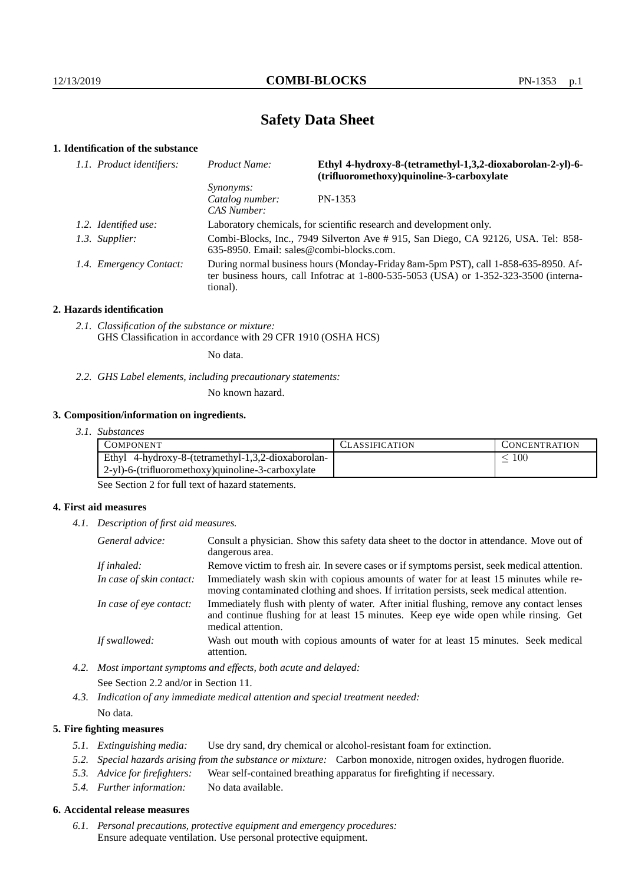# Safety Data Sheet

## 1. Identification of the substance

*1.1. Product identifiers:*

*Product Name:* **Ethyl 4-hydroxy-8-(tetramethyl-1,3,2-dioxaborolan-2-yl)-6-(trifluoromethoxy)quinoline-3-carboxylate**

*Synonyms:*

*Catalog number:* PN-1353

*CAS Number:*

*1.2. Identified use:* Laboratory chemicals, for scientific research and development only.

*1.3. Supplier:* Combi-Blocks, Inc., 7949 Silverton Ave # 915, San Diego, CA 92126, USA. Tel: 858-635-8950. Email: sales@combi-blocks.com.

*1.4. Emergency Contact:* During normal business hours (Monday-Friday 8am-5pm PST), call 1-858-635-8950. After business hours, call Infotrac at 1-800-535-5053 (USA) or 1-352-323-3500 (international).

## 2. Hazards identification

*2.1. Classification of the substance or mixture:*
GHS Classification in accordance with 29 CFR 1910 (OSHA HCS)

No data.

*2.2. GHS Label elements, including precautionary statements:*

No known hazard.

## 3. Composition/information on ingredients.

*3.1. Substances*

| COMPONENT | CLASSIFICATION | CONCENTRATION |
|---|---|---|
| Ethyl 4-hydroxy-8-(tetramethyl-1,3,2-dioxaborolan-2-yl)-6-(trifluoromethoxy)quinoline-3-carboxylate | | $\leq 100$ |

See Section 2 for full text of hazard statements.

## 4. First aid measures

*4.1. Description of first aid measures.*

*General advice:* Consult a physician. Show this safety data sheet to the doctor in attendance. Move out of dangerous area.

*If inhaled:* Remove victim to fresh air. In severe cases or if symptoms persist, seek medical attention.

*In case of skin contact:* Immediately wash skin with copious amounts of water for at least 15 minutes while removing contaminated clothing and shoes. If irritation persists, seek medical attention.

*In case of eye contact:* Immediately flush with plenty of water. After initial flushing, remove any contact lenses and continue flushing for at least 15 minutes. Keep eye wide open while rinsing. Get medical attention.

*If swallowed:* Wash out mouth with copious amounts of water for at least 15 minutes. Seek medical attention.

*4.2. Most important symptoms and effects, both acute and delayed:*

See Section 2.2 and/or in Section 11.

*4.3. Indication of any immediate medical attention and special treatment needed:*

No data.

## 5. Fire fighting measures

*5.1. Extinguishing media:* Use dry sand, dry chemical or alcohol-resistant foam for extinction.

*5.2. Special hazards arising from the substance or mixture:* Carbon monoxide, nitrogen oxides, hydrogen fluoride.

*5.3. Advice for firefighters:* Wear self-contained breathing apparatus for firefighting if necessary.

*5.4. Further information:* No data available.

## 6. Accidental release measures

*6.1. Personal precautions, protective equipment and emergency procedures:*
Ensure adequate ventilation. Use personal protective equipment.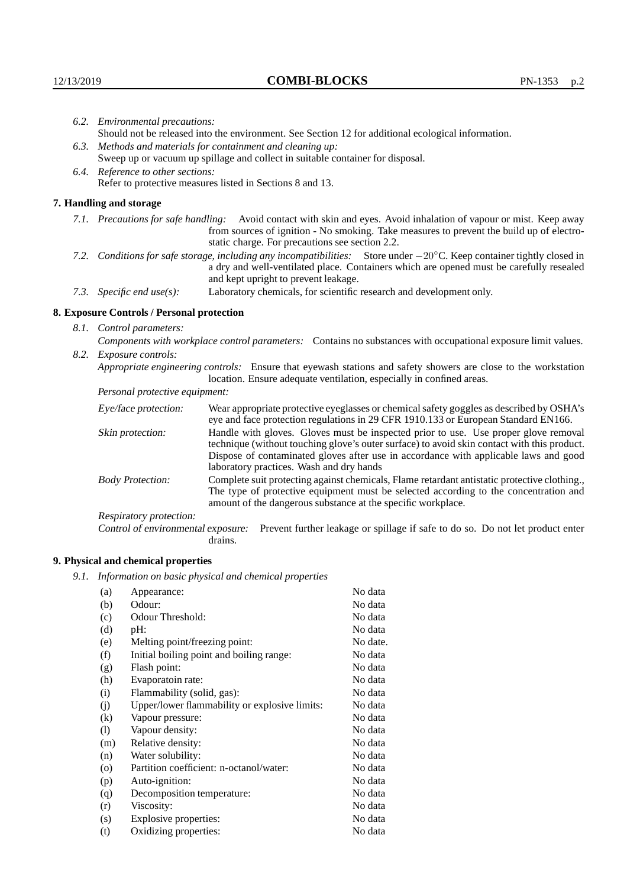*6.2. Environmental precautions:*
Should not be released into the environment. See Section 12 for additional ecological information.

*6.3. Methods and materials for containment and cleaning up:*
Sweep up or vacuum up spillage and collect in suitable container for disposal.

*6.4. Reference to other sections:*
Refer to protective measures listed in Sections 8 and 13.

## 7. Handling and storage

*7.1. Precautions for safe handling:* Avoid contact with skin and eyes. Avoid inhalation of vapour or mist. Keep away from sources of ignition - No smoking. Take measures to prevent the build up of electrostatic charge. For precautions see section 2.2.

*7.2. Conditions for safe storage, including any incompatibilities:* Store under $-20^{\circ}$C. Keep container tightly closed in a dry and well-ventilated place. Containers which are opened must be carefully resealed and kept upright to prevent leakage.

*7.3. Specific end use(s):* Laboratory chemicals, for scientific research and development only.

## 8. Exposure Controls / Personal protection

*8.1. Control parameters:*
*Components with workplace control parameters:* Contains no substances with occupational exposure limit values.

*8.2. Exposure controls:*
*Appropriate engineering controls:* Ensure that eyewash stations and safety showers are close to the workstation location. Ensure adequate ventilation, especially in confined areas.

*Personal protective equipment:*

*Eye/face protection:* Wear appropriate protective eyeglasses or chemical safety goggles as described by OSHA's eye and face protection regulations in 29 CFR 1910.133 or European Standard EN166.

*Skin protection:* Handle with gloves. Gloves must be inspected prior to use. Use proper glove removal technique (without touching glove's outer surface) to avoid skin contact with this product. Dispose of contaminated gloves after use in accordance with applicable laws and good laboratory practices. Wash and dry hands

*Body Protection:* Complete suit protecting against chemicals, Flame retardant antistatic protective clothing., The type of protective equipment must be selected according to the concentration and amount of the dangerous substance at the specific workplace.

*Respiratory protection:*

*Control of environmental exposure:* Prevent further leakage or spillage if safe to do so. Do not let product enter drains.

## 9. Physical and chemical properties

*9.1. Information on basic physical and chemical properties*

| | | |
|---|---|---|
| (a) | Appearance: | No data |
| (b) | Odour: | No data |
| (c) | Odour Threshold: | No data |
| (d) | pH: | No data |
| (e) | Melting point/freezing point: | No date. |
| (f) | Initial boiling point and boiling range: | No data |
| (g) | Flash point: | No data |
| (h) | Evaporatoin rate: | No data |
| (i) | Flammability (solid, gas): | No data |
| (j) | Upper/lower flammability or explosive limits: | No data |
| (k) | Vapour pressure: | No data |
| (l) | Vapour density: | No data |
| (m) | Relative density: | No data |
| (n) | Water solubility: | No data |
| (o) | Partition coefficient: n-octanol/water: | No data |
| (p) | Auto-ignition: | No data |
| (q) | Decomposition temperature: | No data |
| (r) | Viscosity: | No data |
| (s) | Explosive properties: | No data |
| (t) | Oxidizing properties: | No data |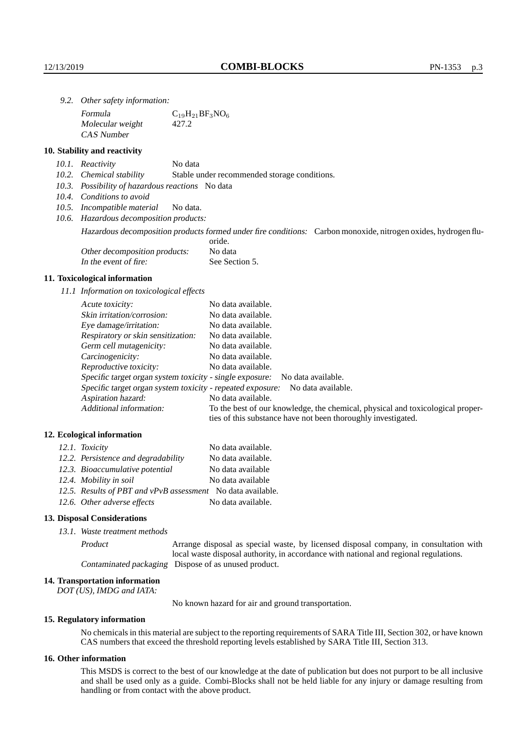*9.2. Other safety information:*

| | |
|---|---|
| *Formula* | $C_{19}H_{21}BF_3NO_6$ |
| *Molecular weight* | 427.2 |
| *CAS Number* | |

## 10. Stability and reactivity

*10.1. Reactivity* No data

*10.2. Chemical stability* Stable under recommended storage conditions.

*10.3. Possibility of hazardous reactions* No data

*10.4. Conditions to avoid*

*10.5. Incompatible material* No data.

*10.6. Hazardous decomposition products:*

*Hazardous decomposition products formed under fire conditions:* Carbon monoxide, nitrogen oxides, hydrogen fluoride.

| | |
|---|---|
| *Other decomposition products:* | No data |
| *In the event of fire:* | See Section 5. |

## 11. Toxicological information

*11.1 Information on toxicological effects*

| | |
|---|---|
| *Acute toxicity:* | No data available. |
| *Skin irritation/corrosion:* | No data available. |
| *Eye damage/irritation:* | No data available. |
| *Respiratory or skin sensitization:* | No data available. |
| *Germ cell mutagenicity:* | No data available. |
| *Carcinogenicity:* | No data available. |
| *Reproductive toxicity:* | No data available. |
| *Specific target organ system toxicity - single exposure:* | No data available. |
| *Specific target organ system toxicity - repeated exposure:* | No data available. |
| *Aspiration hazard:* | No data available. |
| *Additional information:* | To the best of our knowledge, the chemical, physical and toxicological properties of this substance have not been thoroughly investigated. |

## 12. Ecological information

| | |
|---|---|
| *12.1. Toxicity* | No data available. |
| *12.2. Persistence and degradability* | No data available. |
| *12.3. Bioaccumulative potential* | No data available |
| *12.4. Mobility in soil* | No data available |
| *12.5. Results of PBT and vPvB assessment* | No data available. |
| *12.6. Other adverse effects* | No data available. |

## 13. Disposal Considerations

*13.1. Waste treatment methods*

| | |
|---|---|
| *Product* | Arrange disposal as special waste, by licensed disposal company, in consultation with local waste disposal authority, in accordance with national and regional regulations. |
| *Contaminated packaging* | Dispose of as unused product. |

## 14. Transportation information

*DOT (US), IMDG and IATA:*

No known hazard for air and ground transportation.

## 15. Regulatory information

No chemicals in this material are subject to the reporting requirements of SARA Title III, Section 302, or have known CAS numbers that exceed the threshold reporting levels established by SARA Title III, Section 313.

## 16. Other information

This MSDS is correct to the best of our knowledge at the date of publication but does not purport to be all inclusive and shall be used only as a guide. Combi-Blocks shall not be held liable for any injury or damage resulting from handling or from contact with the above product.